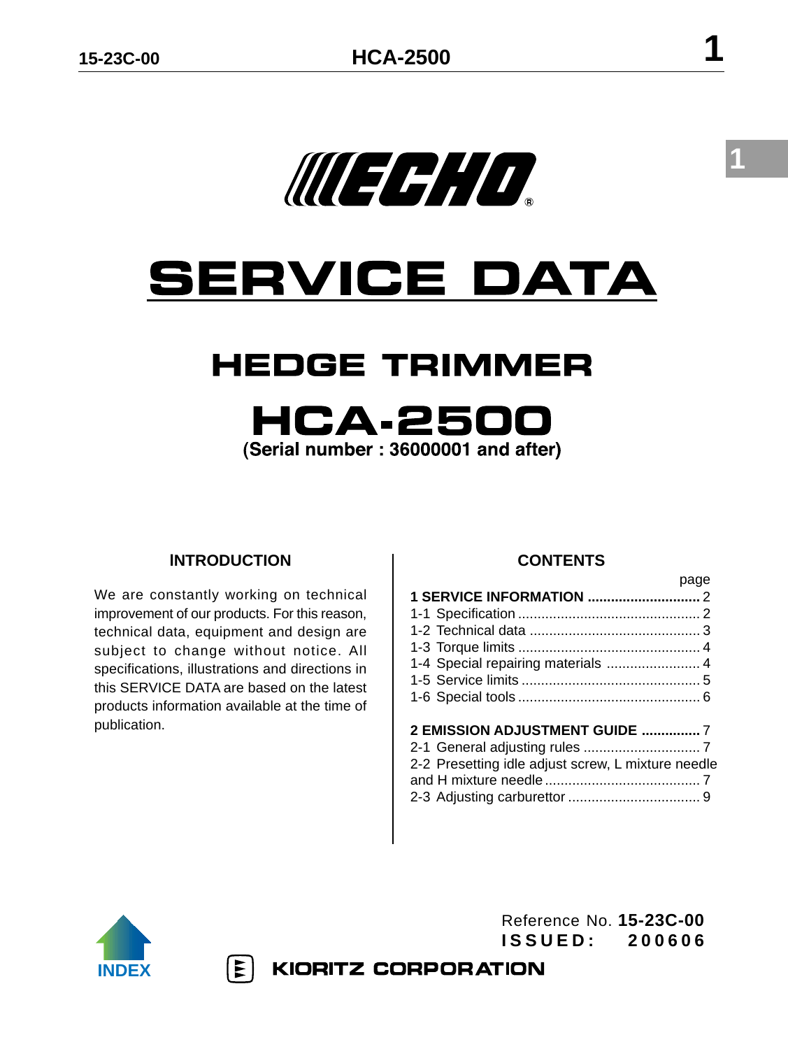# ECHO

# SERVICE DATA

## HEDGE TRIMMER

## HCA-2500

**(Serial number : 36000001 and after)**

### INTRODUCTION

We are constantly working on technical improvement of our products. For this reason, technical data, equipment and design are subject to change without notice. All specifications, illustrations and directions in this SERVICE DATA are based on the latest products information available at the time of publication.

### CONTENTS

| | page |
|---|---|
| **1 SERVICE INFORMATION** | 2 |
| 1-1 Specification | 2 |
| 1-2 Technical data | 3 |
| 1-3 Torque limits | 4 |
| 1-4 Special repairing materials | 4 |
| 1-5 Service limits | 5 |
| 1-6 Special tools | 6 |
| **2 EMISSION ADJUSTMENT GUIDE** | 7 |
| 2-1 General adjusting rules | 7 |
| 2-2 Presetting idle adjust screw, L mixture needle and H mixture needle | 7 |
| 2-3 Adjusting carburettor | 9 |

Reference No. **15-23C-00**
**ISSUED: 200606**

INDEX

KIORITZ CORPORATION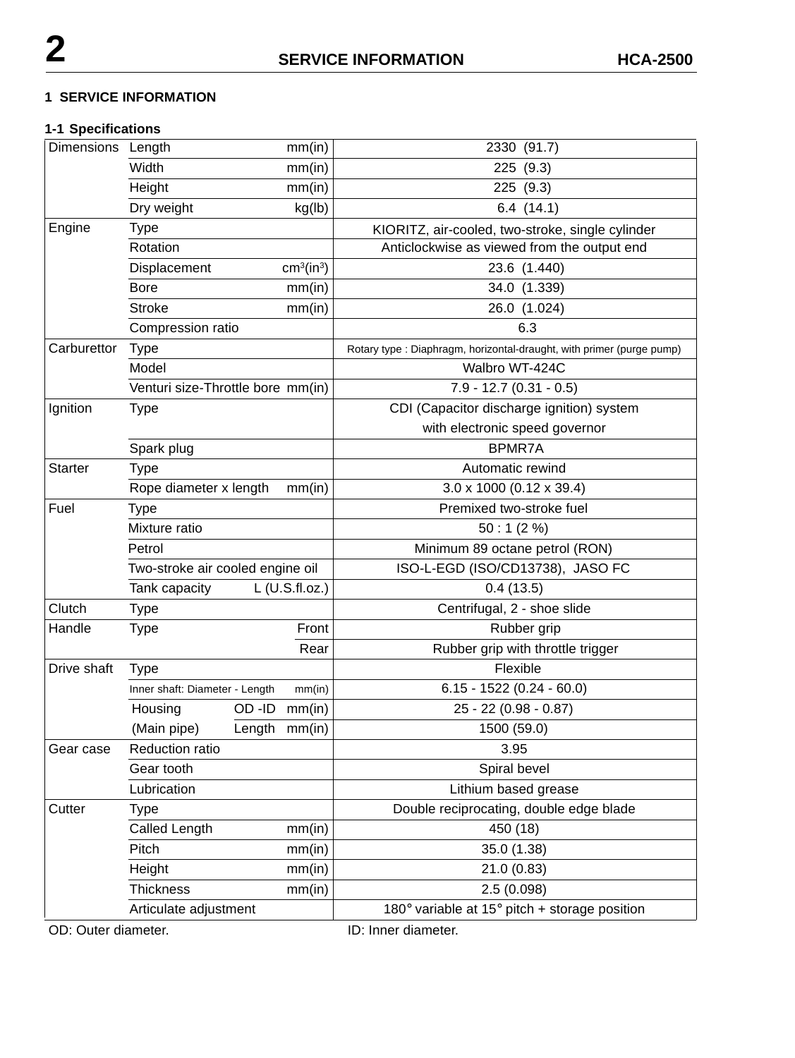# 1 SERVICE INFORMATION

## 1-1 Specifications

| Category | Item | Unit | Value |
|---|---|---|---|
| Dimensions | Length | mm(in) | 2330 (91.7) |
| | Width | mm(in) | 225 (9.3) |
| | Height | mm(in) | 225 (9.3) |
| | Dry weight | kg(lb) | 6.4 (14.1) |
| Engine | Type | | KIORITZ, air-cooled, two-stroke, single cylinder |
| | Rotation | | Anticlockwise as viewed from the output end |
| | Displacement | $cm^3$($in^3$) | 23.6 (1.440) |
| | Bore | mm(in) | 34.0 (1.339) |
| | Stroke | mm(in) | 26.0 (1.024) |
| | Compression ratio | | 6.3 |
| Carburettor | Type | | Rotary type : Diaphragm, horizontal-draught, with primer (purge pump) |
| | Model | | Walbro WT-424C |
| | Venturi size-Throttle bore | mm(in) | 7.9 - 12.7 (0.31 - 0.5) |
| Ignition | Type | | CDI (Capacitor discharge ignition) system with electronic speed governor |
| | Spark plug | | BPMR7A |
| Starter | Type | | Automatic rewind |
| | Rope diameter x length | mm(in) | 3.0 x 1000 (0.12 x 39.4) |
| Fuel | Type | | Premixed two-stroke fuel |
| | Mixture ratio | | 50 : 1 (2 %) |
| | Petrol | | Minimum 89 octane petrol (RON) |
| | Two-stroke air cooled engine oil | | ISO-L-EGD (ISO/CD13738), JASO FC |
| | Tank capacity | L (U.S.fl.oz.) | 0.4 (13.5) |
| Clutch | Type | | Centrifugal, 2 - shoe slide |
| Handle | Type | Front | Rubber grip |
| | | Rear | Rubber grip with throttle trigger |
| Drive shaft | Type | | Flexible |
| | Inner shaft: Diameter - Length | mm(in) | 6.15 - 1522 (0.24 - 60.0) |
| | Housing OD -ID | mm(in) | 25 - 22 (0.98 - 0.87) |
| | (Main pipe) Length | mm(in) | 1500 (59.0) |
| Gear case | Reduction ratio | | 3.95 |
| | Gear tooth | | Spiral bevel |
| | Lubrication | | Lithium based grease |
| Cutter | Type | | Double reciprocating, double edge blade |
| | Called Length | mm(in) | 450 (18) |
| | Pitch | mm(in) | 35.0 (1.38) |
| | Height | mm(in) | 21.0 (0.83) |
| | Thickness | mm(in) | 2.5 (0.098) |
| | Articulate adjustment | | 180° variable at 15° pitch + storage position |

OD: Outer diameter. ID: Inner diameter.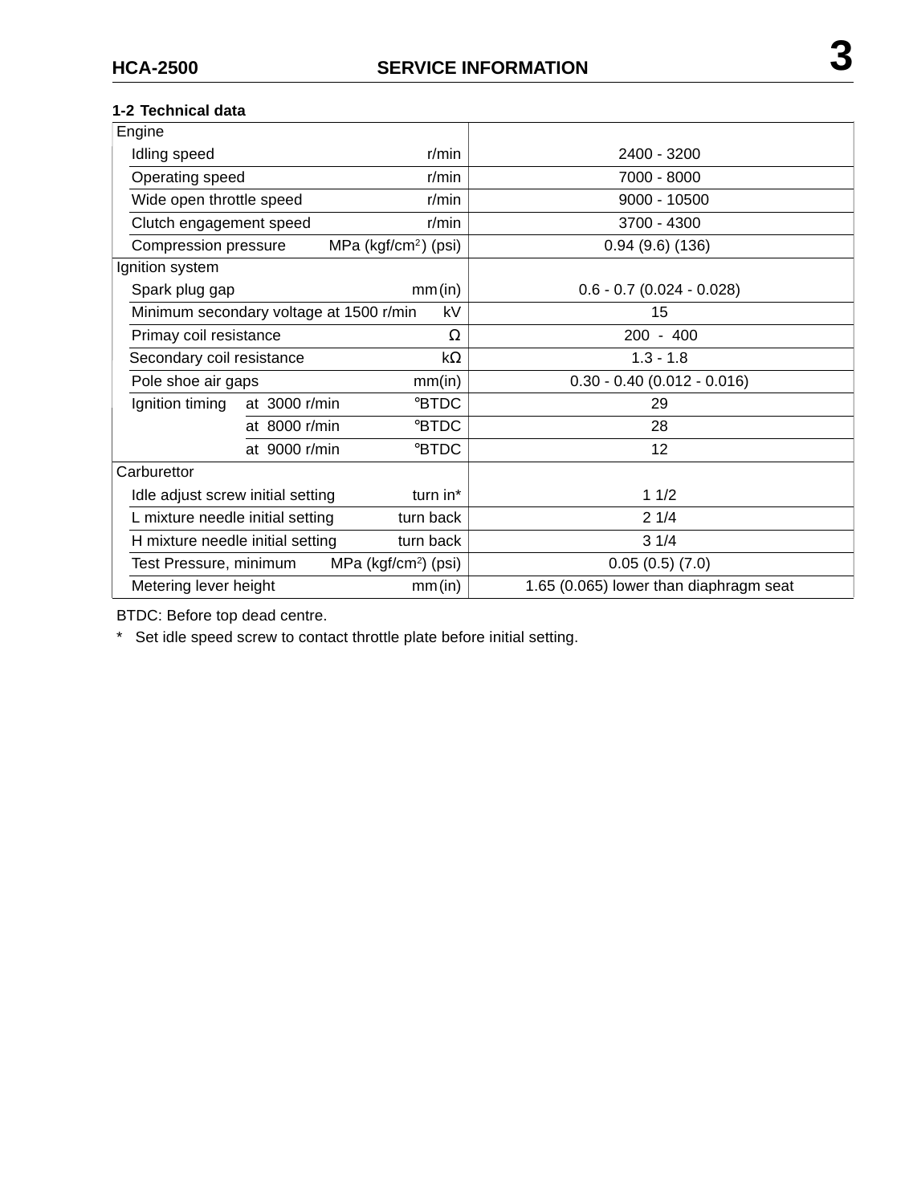## 1-2 Technical data

| Item | Unit | Value |
|---|---|---|
| **Engine** | | |
| Idling speed | r/min | 2400 - 3200 |
| Operating speed | r/min | 7000 - 8000 |
| Wide open throttle speed | r/min | 9000 - 10500 |
| Clutch engagement speed | r/min | 3700 - 4300 |
| Compression pressure | MPa ($kgf/cm^2$) (psi) | 0.94 (9.6) (136) |
| **Ignition system** | | |
| Spark plug gap | mm (in) | 0.6 - 0.7 (0.024 - 0.028) |
| Minimum secondary voltage at 1500 r/min | kV | 15 |
| Primay coil resistance | Ω | 200 - 400 |
| Secondary coil resistance | kΩ | 1.3 - 1.8 |
| Pole shoe air gaps | mm(in) | 0.30 - 0.40 (0.012 - 0.016) |
| Ignition timing at 3000 r/min | °BTDC | 29 |
| at 8000 r/min | °BTDC | 28 |
| at 9000 r/min | °BTDC | 12 |
| **Carburettor** | | |
| Idle adjust screw initial setting | turn in* | 1 1/2 |
| L mixture needle initial setting | turn back | 2 1/4 |
| H mixture needle initial setting | turn back | 3 1/4 |
| Test Pressure, minimum | MPa ($kgf/cm^2$) (psi) | 0.05 (0.5) (7.0) |
| Metering lever height | mm (in) | 1.65 (0.065) lower than diaphragm seat |

BTDC: Before top dead centre.

* Set idle speed screw to contact throttle plate before initial setting.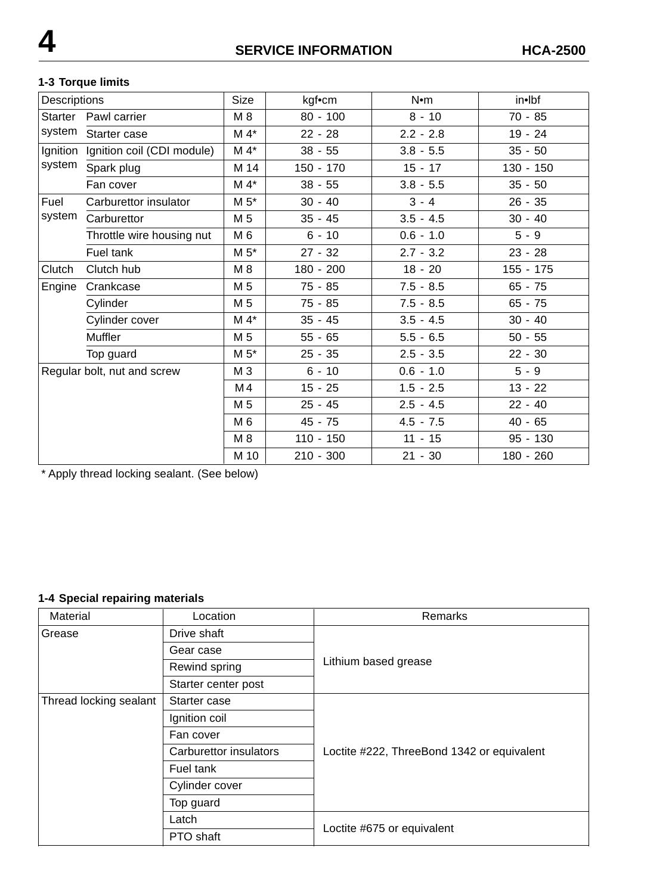### 1-3 Torque limits

| Descriptions | | Size | kgf•cm | N•m | in•lbf |
|---|---|---|---|---|---|
| Starter system | Pawl carrier | M 8 | 80 - 100 | 8 - 10 | 70 - 85 |
| | Starter case | M 4* | 22 - 28 | 2.2 - 2.8 | 19 - 24 |
| Ignition system | Ignition coil (CDI module) | M 4* | 38 - 55 | 3.8 - 5.5 | 35 - 50 |
| | Spark plug | M 14 | 150 - 170 | 15 - 17 | 130 - 150 |
| | Fan cover | M 4* | 38 - 55 | 3.8 - 5.5 | 35 - 50 |
| Fuel system | Carburettor insulator | M 5* | 30 - 40 | 3 - 4 | 26 - 35 |
| | Carburettor | M 5 | 35 - 45 | 3.5 - 4.5 | 30 - 40 |
| | Throttle wire housing nut | M 6 | 6 - 10 | 0.6 - 1.0 | 5 - 9 |
| | Fuel tank | M 5* | 27 - 32 | 2.7 - 3.2 | 23 - 28 |
| Clutch | Clutch hub | M 8 | 180 - 200 | 18 - 20 | 155 - 175 |
| Engine | Crankcase | M 5 | 75 - 85 | 7.5 - 8.5 | 65 - 75 |
| | Cylinder | M 5 | 75 - 85 | 7.5 - 8.5 | 65 - 75 |
| | Cylinder cover | M 4* | 35 - 45 | 3.5 - 4.5 | 30 - 40 |
| | Muffler | M 5 | 55 - 65 | 5.5 - 6.5 | 50 - 55 |
| | Top guard | M 5* | 25 - 35 | 2.5 - 3.5 | 22 - 30 |
| Regular bolt, nut and screw | | M 3 | 6 - 10 | 0.6 - 1.0 | 5 - 9 |
| | | M 4 | 15 - 25 | 1.5 - 2.5 | 13 - 22 |
| | | M 5 | 25 - 45 | 2.5 - 4.5 | 22 - 40 |
| | | M 6 | 45 - 75 | 4.5 - 7.5 | 40 - 65 |
| | | M 8 | 110 - 150 | 11 - 15 | 95 - 130 |
| | | M 10 | 210 - 300 | 21 - 30 | 180 - 260 |

* Apply thread locking sealant. (See below)

### 1-4 Special repairing materials

| Material | Location | Remarks |
|---|---|---|
| Grease | Drive shaft | Lithium based grease |
| | Gear case | |
| | Rewind spring | |
| | Starter center post | |
| Thread locking sealant | Starter case | Loctite #222, ThreeBond 1342 or equivalent |
| | Ignition coil | |
| | Fan cover | |
| | Carburettor insulators | |
| | Fuel tank | |
| | Cylinder cover | |
| | Top guard | |
| | Latch | Loctite #675 or equivalent |
| | PTO shaft | |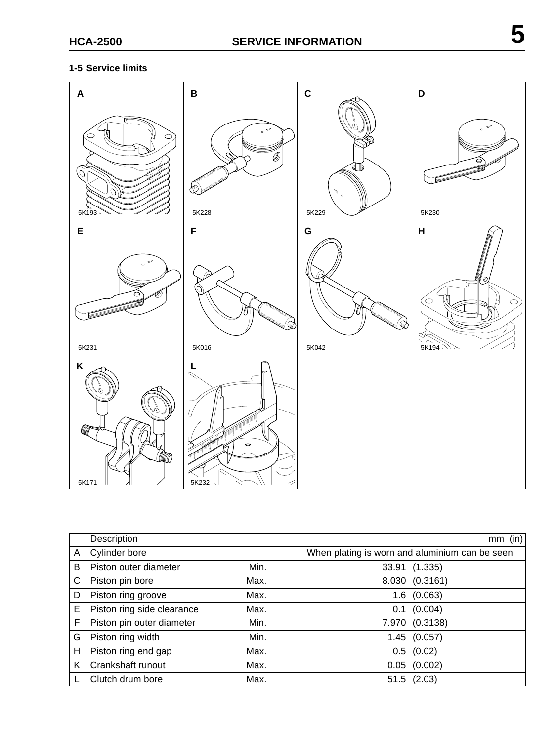## 1-5 Service limits

| A | B | C | D |
|---|---|---|---|
| 5K193 | 5K228 | 5K229 | 5K230 |
| **E** | **F** | **G** | **H** |
| 5K231 | 5K016 | 5K042 | 5K194 |
| **K** | **L** | | |
| 5K171 | 5K232 | | |

| | Description | | mm (in) |
|---|---|---|---|
| A | Cylinder bore | | When plating is worn and aluminium can be seen |
| B | Piston outer diameter | Min. | 33.91 (1.335) |
| C | Piston pin bore | Max. | 8.030 (0.3161) |
| D | Piston ring groove | Max. | 1.6 (0.063) |
| E | Piston ring side clearance | Max. | 0.1 (0.004) |
| F | Piston pin outer diameter | Min. | 7.970 (0.3138) |
| G | Piston ring width | Min. | 1.45 (0.057) |
| H | Piston ring end gap | Max. | 0.5 (0.02) |
| K | Crankshaft runout | Max. | 0.05 (0.002) |
| L | Clutch drum bore | Max. | 51.5 (2.03) |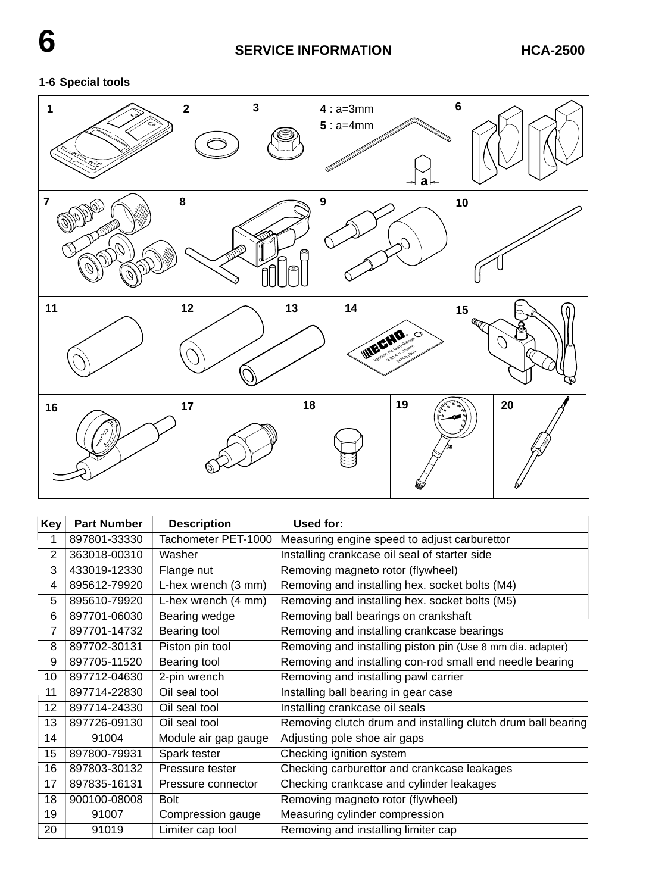## 1-6 Special tools

4 : a=3mm
5 : a=4mm

| Key | Part Number | Description | Used for: |
|---|---|---|---|
| 1 | 897801-33330 | Tachometer PET-1000 | Measuring engine speed to adjust carburettor |
| 2 | 363018-00310 | Washer | Installing crankcase oil seal of starter side |
| 3 | 433019-12330 | Flange nut | Removing magneto rotor (flywheel) |
| 4 | 895612-79920 | L-hex wrench (3 mm) | Removing and installing hex. socket bolts (M4) |
| 5 | 895610-79920 | L-hex wrench (4 mm) | Removing and installing hex. socket bolts (M5) |
| 6 | 897701-06030 | Bearing wedge | Removing ball bearings on crankshaft |
| 7 | 897701-14732 | Bearing tool | Removing and installing crankcase bearings |
| 8 | 897702-30131 | Piston pin tool | Removing and installing piston pin (Use 8 mm dia. adapter) |
| 9 | 897705-11520 | Bearing tool | Removing and installing con-rod small end needle bearing |
| 10 | 897712-04630 | 2-pin wrench | Removing and installing pawl carrier |
| 11 | 897714-22830 | Oil seal tool | Installing ball bearing in gear case |
| 12 | 897714-24330 | Oil seal tool | Installing crankcase oil seals |
| 13 | 897726-09130 | Oil seal tool | Removing clutch drum and installing clutch drum ball bearing |
| 14 | 91004 | Module air gap gauge | Adjusting pole shoe air gaps |
| 15 | 897800-79931 | Spark tester | Checking ignition system |
| 16 | 897803-30132 | Pressure tester | Checking carburettor and crankcase leakages |
| 17 | 897835-16131 | Pressure connector | Checking crankcase and cylinder leakages |
| 18 | 900100-08008 | Bolt | Removing magneto rotor (flywheel) |
| 19 | 91007 | Compression gauge | Measuring cylinder compression |
| 20 | 91019 | Limiter cap tool | Removing and installing limiter cap |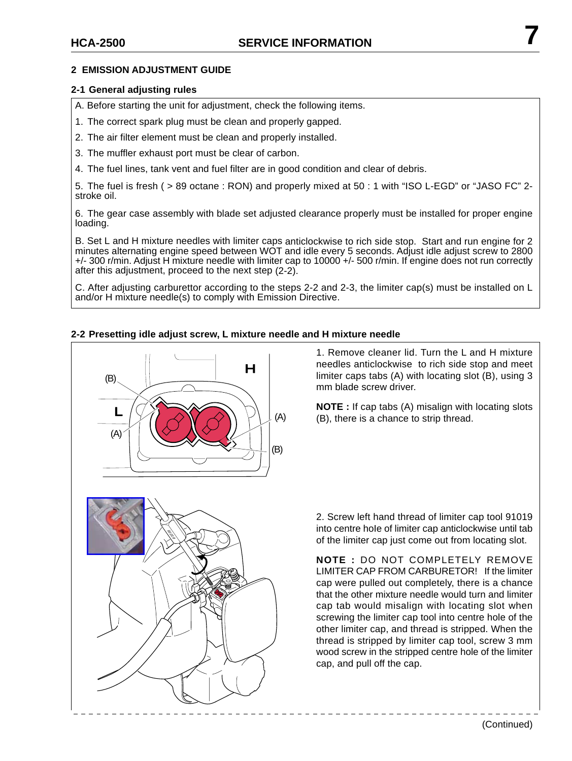## 2 EMISSION ADJUSTMENT GUIDE

### 2-1 General adjusting rules

A. Before starting the unit for adjustment, check the following items.

1. The correct spark plug must be clean and properly gapped.
2. The air filter element must be clean and properly installed.
3. The muffler exhaust port must be clear of carbon.
4. The fuel lines, tank vent and fuel filter are in good condition and clear of debris.
5. The fuel is fresh ( > 89 octane : RON) and properly mixed at 50 : 1 with “ISO L-EGD” or “JASO FC” 2-stroke oil.
6. The gear case assembly with blade set adjusted clearance properly must be installed for proper engine loading.

B. Set L and H mixture needles with limiter caps anticlockwise to rich side stop. Start and run engine for 2 minutes alternating engine speed between WOT and idle every 5 seconds. Adjust idle adjust screw to 2800 +/- 300 r/min. Adjust H mixture needle with limiter cap to 10000 +/- 500 r/min. If engine does not run correctly after this adjustment, proceed to the next step (2-2).

C. After adjusting carburettor according to the steps 2-2 and 2-3, the limiter cap(s) must be installed on L and/or H mixture needle(s) to comply with Emission Directive.

### 2-2 Presetting idle adjust screw, L mixture needle and H mixture needle

1. Remove cleaner lid. Turn the L and H mixture needles anticlockwise to rich side stop and meet limiter caps tabs (A) with locating slot (B), using 3 mm blade screw driver.

**NOTE :** If cap tabs (A) misalign with locating slots (B), there is a chance to strip thread.

2. Screw left hand thread of limiter cap tool 91019 into centre hole of limiter cap anticlockwise until tab of the limiter cap just come out from locating slot.

**NOTE :** DO NOT COMPLETELY REMOVE LIMITER CAP FROM CARBURETOR! If the limiter cap were pulled out completely, there is a chance that the other mixture needle would turn and limiter cap tab would misalign with locating slot when screwing the limiter cap tool into centre hole of the other limiter cap, and thread is stripped. When the thread is stripped by limiter cap tool, screw 3 mm wood screw in the stripped centre hole of the limiter cap, and pull off the cap.

(Continued)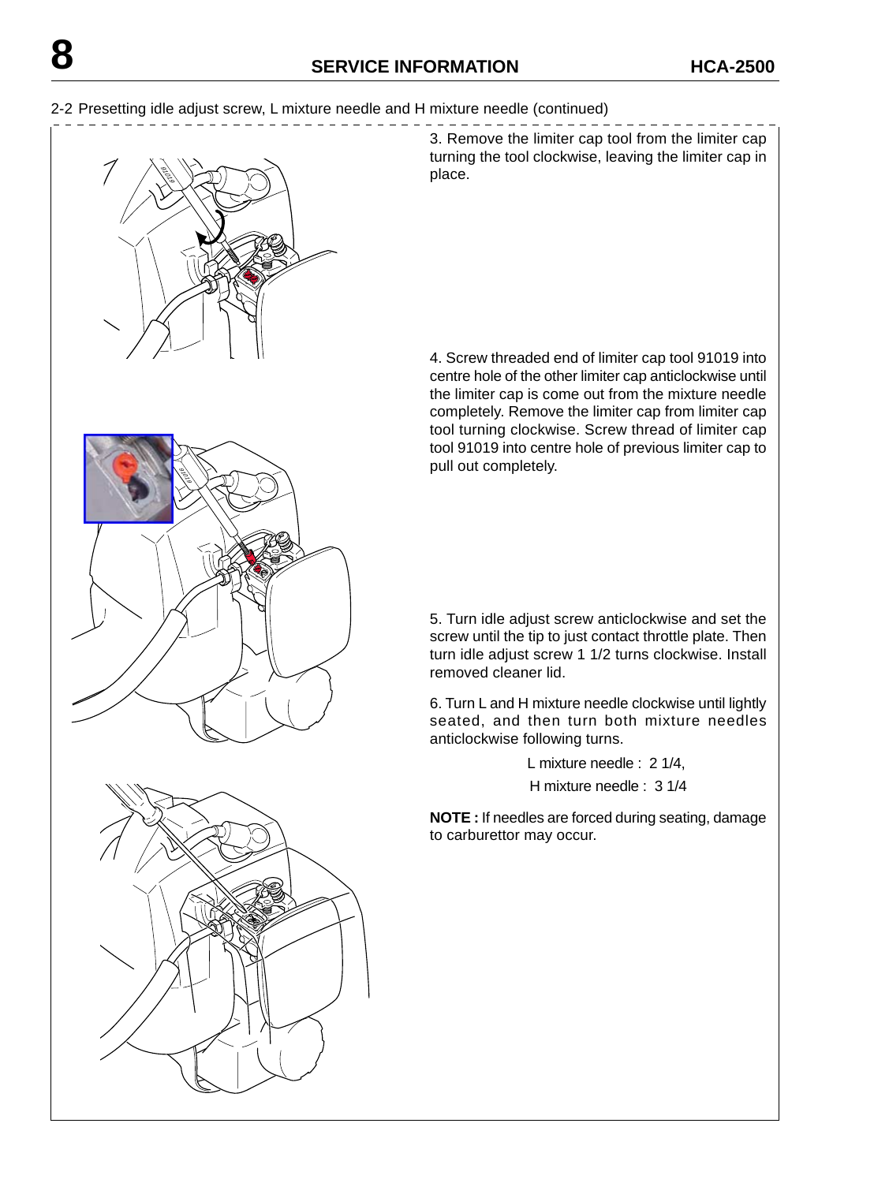2-2 Presetting idle adjust screw, L mixture needle and H mixture needle (continued)

3. Remove the limiter cap tool from the limiter cap turning the tool clockwise, leaving the limiter cap in place.

4. Screw threaded end of limiter cap tool 91019 into centre hole of the other limiter cap anticlockwise until the limiter cap is come out from the mixture needle completely. Remove the limiter cap from limiter cap tool turning clockwise. Screw thread of limiter cap tool 91019 into centre hole of previous limiter cap to pull out completely.

5. Turn idle adjust screw anticlockwise and set the screw until the tip to just contact throttle plate. Then turn idle adjust screw 1 1/2 turns clockwise. Install removed cleaner lid.

6. Turn L and H mixture needle clockwise until lightly seated, and then turn both mixture needles anticlockwise following turns.

L mixture needle : 2 1/4,

H mixture needle : 3 1/4

**NOTE :** If needles are forced during seating, damage to carburettor may occur.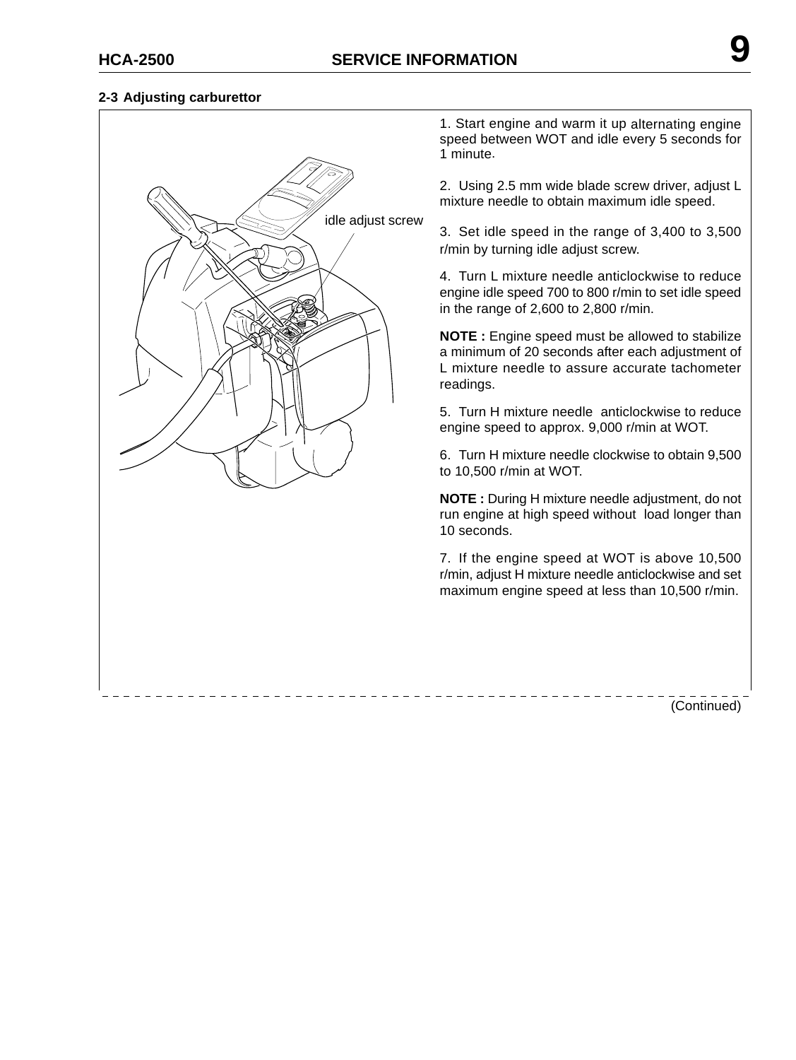## 2-3 Adjusting carburettor

idle adjust screw

1. Start engine and warm it up alternating engine speed between WOT and idle every 5 seconds for 1 minute.

2. Using 2.5 mm wide blade screw driver, adjust L mixture needle to obtain maximum idle speed.

3. Set idle speed in the range of 3,400 to 3,500 r/min by turning idle adjust screw.

4. Turn L mixture needle anticlockwise to reduce engine idle speed 700 to 800 r/min to set idle speed in the range of 2,600 to 2,800 r/min.

**NOTE :** Engine speed must be allowed to stabilize a minimum of 20 seconds after each adjustment of L mixture needle to assure accurate tachometer readings.

5. Turn H mixture needle anticlockwise to reduce engine speed to approx. 9,000 r/min at WOT.

6. Turn H mixture needle clockwise to obtain 9,500 to 10,500 r/min at WOT.

**NOTE :** During H mixture needle adjustment, do not run engine at high speed without load longer than 10 seconds.

7. If the engine speed at WOT is above 10,500 r/min, adjust H mixture needle anticlockwise and set maximum engine speed at less than 10,500 r/min.

(Continued)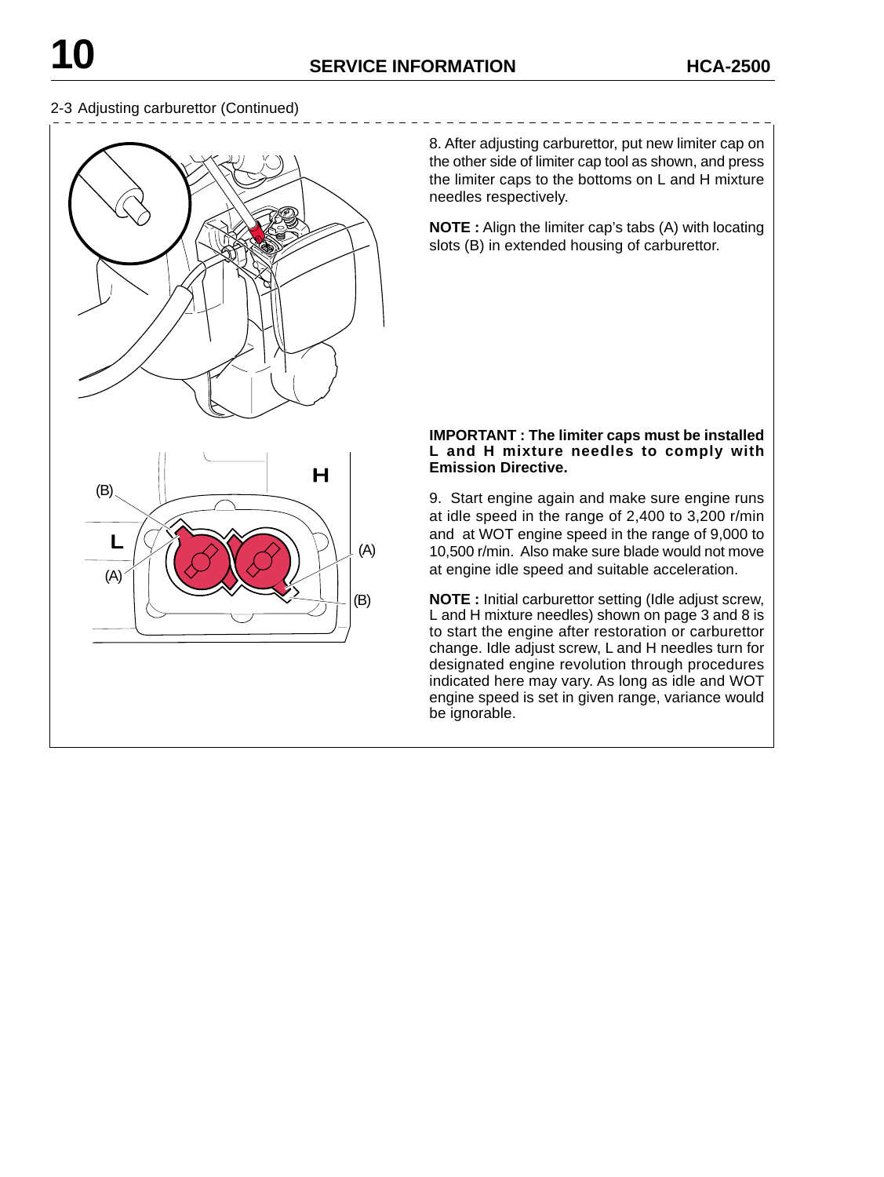2-3 Adjusting carburettor (Continued)

8. After adjusting carburettor, put new limiter cap on the other side of limiter cap tool as shown, and press the limiter caps to the bottoms on L and H mixture needles respectively.

**NOTE :** Align the limiter cap's tabs (A) with locating slots (B) in extended housing of carburettor.

(B)

H

L

(A)

(A)

(B)

**IMPORTANT : The limiter caps must be installed L and H mixture needles to comply with Emission Directive.**

9. Start engine again and make sure engine runs at idle speed in the range of 2,400 to 3,200 r/min and at WOT engine speed in the range of 9,000 to 10,500 r/min. Also make sure blade would not move at engine idle speed and suitable acceleration.

**NOTE :** Initial carburettor setting (Idle adjust screw, L and H mixture needles) shown on page 3 and 8 is to start the engine after restoration or carburettor change. Idle adjust screw, L and H needles turn for designated engine revolution through procedures indicated here may vary. As long as idle and WOT engine speed is set in given range, variance would be ignorable.